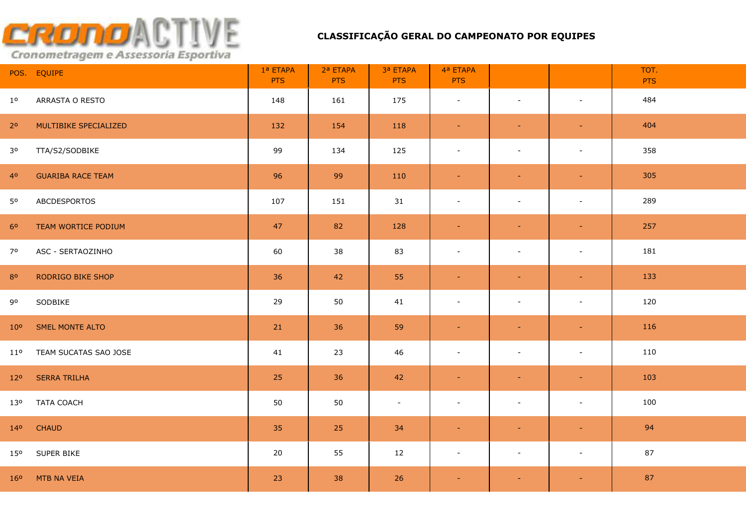CRONOACTIVE
Cronometragem e Assessoria Esportiva

# CLASSIFICAÇÃO GERAL DO CAMPEONATO POR EQUIPES

| POS. | EQUIPE | 1ª ETAPA PTS | 2ª ETAPA PTS | 3ª ETAPA PTS | 4ª ETAPA PTS | | | TOT. PTS |
|---|---|---|---|---|---|---|---|---|
| 1º | ARRASTA O RESTO | 148 | 161 | 175 | - | - | - | 484 |
| 2º | MULTIBIKE SPECIALIZED | 132 | 154 | 118 | - | - | - | 404 |
| 3º | TTA/S2/SODBIKE | 99 | 134 | 125 | - | - | - | 358 |
| 4º | GUARIBA RACE TEAM | 96 | 99 | 110 | - | - | - | 305 |
| 5º | ABCDESPORTOS | 107 | 151 | 31 | - | - | - | 289 |
| 6º | TEAM WORTICE PODIUM | 47 | 82 | 128 | - | - | - | 257 |
| 7º | ASC - SERTAOZINHO | 60 | 38 | 83 | - | - | - | 181 |
| 8º | RODRIGO BIKE SHOP | 36 | 42 | 55 | - | - | - | 133 |
| 9º | SODBIKE | 29 | 50 | 41 | - | - | - | 120 |
| 10º | SMEL MONTE ALTO | 21 | 36 | 59 | - | - | - | 116 |
| 11º | TEAM SUCATAS SAO JOSE | 41 | 23 | 46 | - | - | - | 110 |
| 12º | SERRA TRILHA | 25 | 36 | 42 | - | - | - | 103 |
| 13º | TATA COACH | 50 | 50 | - | - | - | - | 100 |
| 14º | CHAUD | 35 | 25 | 34 | - | - | - | 94 |
| 15º | SUPER BIKE | 20 | 55 | 12 | - | - | - | 87 |
| 16º | MTB NA VEIA | 23 | 38 | 26 | - | - | - | 87 |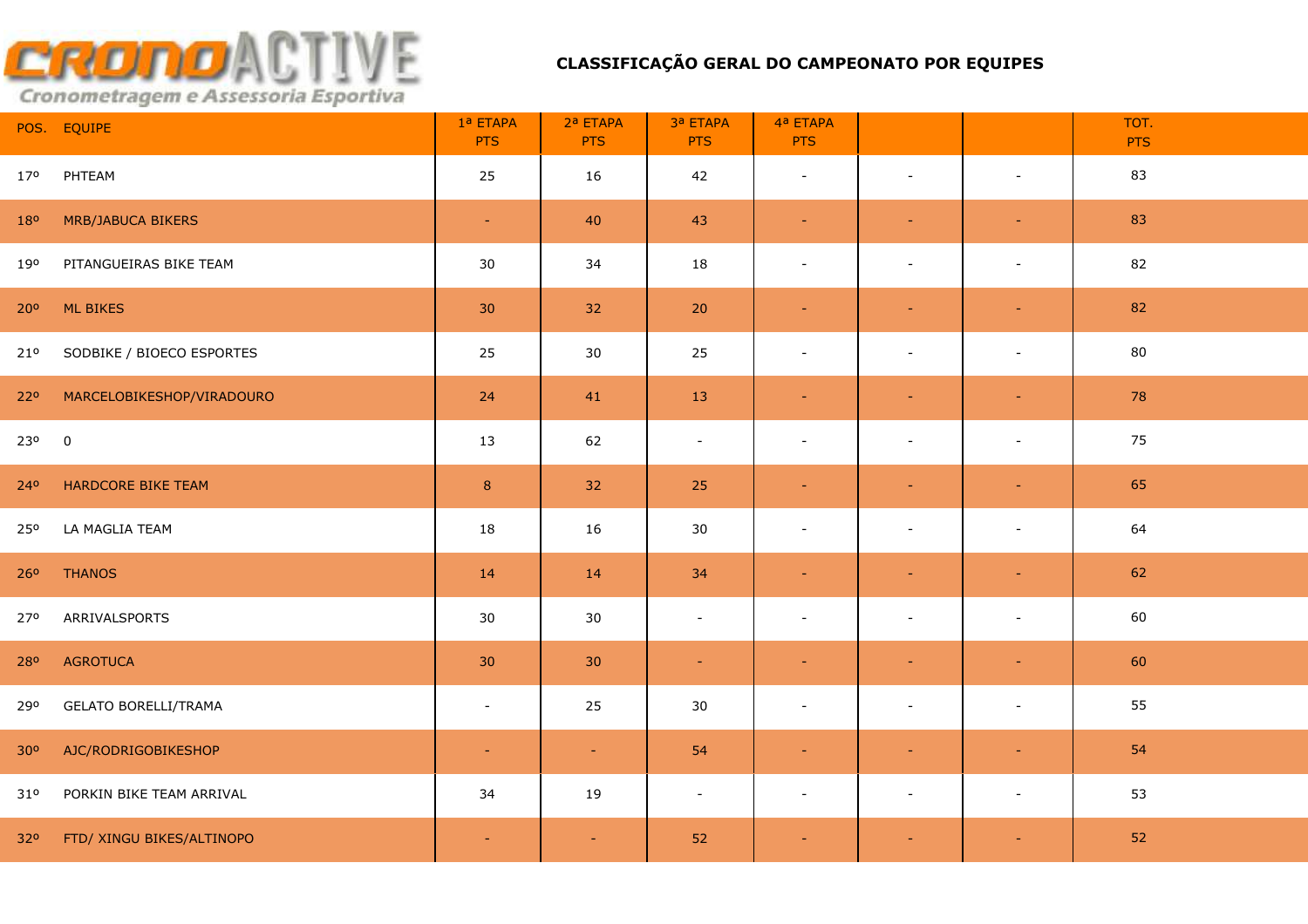**CRONOACTIVE**
Cronometragem e Assessoria Esportiva

## CLASSIFICAÇÃO GERAL DO CAMPEONATO POR EQUIPES

| POS. | EQUIPE | 1ª ETAPA PTS | 2ª ETAPA PTS | 3ª ETAPA PTS | 4ª ETAPA PTS | | | TOT. PTS |
|---|---|---|---|---|---|---|---|---|
| 17º | PHTEAM | 25 | 16 | 42 | - | - | - | 83 |
| 18º | MRB/JABUCA BIKERS | - | 40 | 43 | - | - | - | 83 |
| 19º | PITANGUEIRAS BIKE TEAM | 30 | 34 | 18 | - | - | - | 82 |
| 20º | ML BIKES | 30 | 32 | 20 | - | - | - | 82 |
| 21º | SODBIKE / BIOECO ESPORTES | 25 | 30 | 25 | - | - | - | 80 |
| 22º | MARCELOBIKESHOP/VIRADOURO | 24 | 41 | 13 | - | - | - | 78 |
| 23º | 0 | 13 | 62 | - | - | - | - | 75 |
| 24º | HARDCORE BIKE TEAM | 8 | 32 | 25 | - | - | - | 65 |
| 25º | LA MAGLIA TEAM | 18 | 16 | 30 | - | - | - | 64 |
| 26º | THANOS | 14 | 14 | 34 | - | - | - | 62 |
| 27º | ARRIVALSPORTS | 30 | 30 | - | - | - | - | 60 |
| 28º | AGROTUCA | 30 | 30 | - | - | - | - | 60 |
| 29º | GELATO BORELLI/TRAMA | - | 25 | 30 | - | - | - | 55 |
| 30º | AJC/RODRIGOBIKESHOP | - | - | 54 | - | - | - | 54 |
| 31º | PORKIN BIKE TEAM ARRIVAL | 34 | 19 | - | - | - | - | 53 |
| 32º | FTD/ XINGU BIKES/ALTINOPO | - | - | 52 | - | - | - | 52 |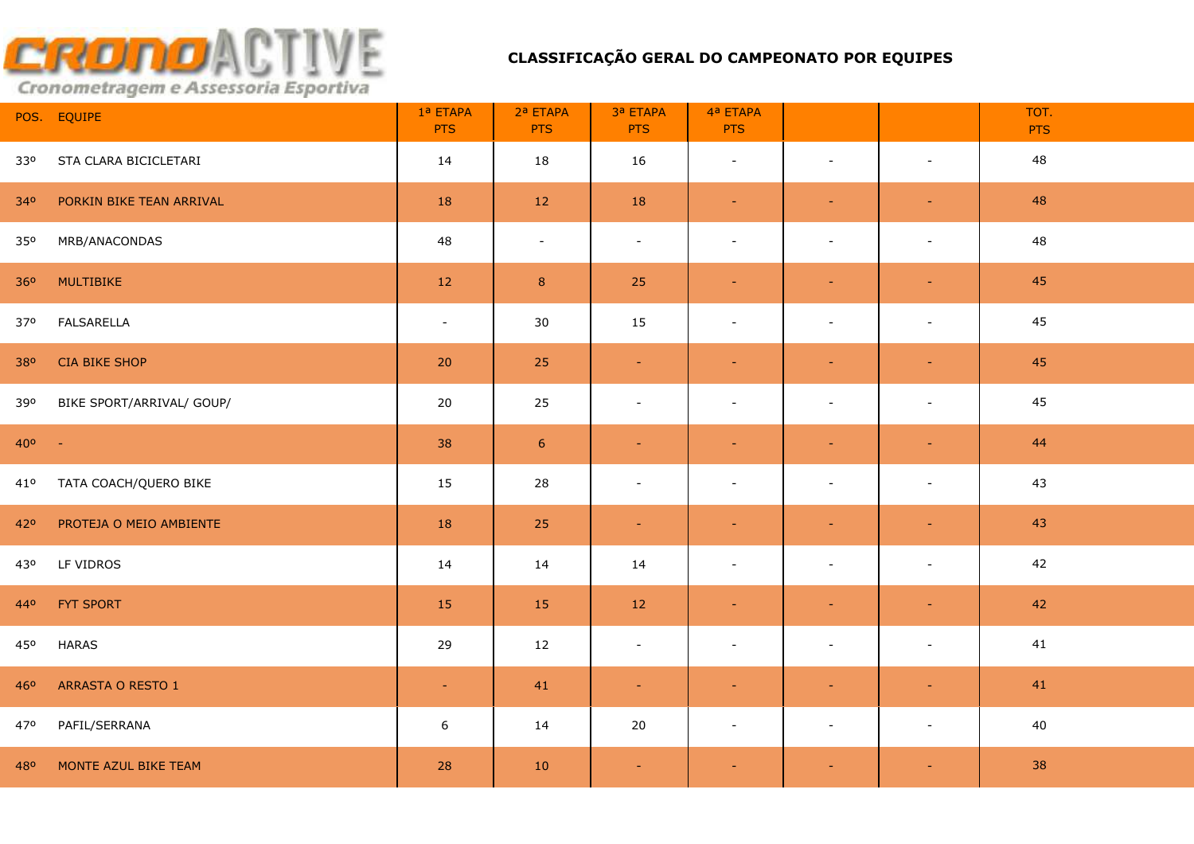CRONOACTIVE
Cronometragem e Assessoria Esportiva

## CLASSIFICAÇÃO GERAL DO CAMPEONATO POR EQUIPES

| POS. | EQUIPE | 1ª ETAPA PTS | 2ª ETAPA PTS | 3ª ETAPA PTS | 4ª ETAPA PTS | | | TOT. PTS |
|---|---|---|---|---|---|---|---|---|
| 33º | STA CLARA BICICLETARI | 14 | 18 | 16 | - | - | - | 48 |
| 34º | PORKIN BIKE TEAN ARRIVAL | 18 | 12 | 18 | - | - | - | 48 |
| 35º | MRB/ANACONDAS | 48 | - | - | - | - | - | 48 |
| 36º | MULTIBIKE | 12 | 8 | 25 | - | - | - | 45 |
| 37º | FALSARELLA | - | 30 | 15 | - | - | - | 45 |
| 38º | CIA BIKE SHOP | 20 | 25 | - | - | - | - | 45 |
| 39º | BIKE SPORT/ARRIVAL/ GOUP/ | 20 | 25 | - | - | - | - | 45 |
| 40º | - | 38 | 6 | - | - | - | - | 44 |
| 41º | TATA COACH/QUERO BIKE | 15 | 28 | - | - | - | - | 43 |
| 42º | PROTEJA O MEIO AMBIENTE | 18 | 25 | - | - | - | - | 43 |
| 43º | LF VIDROS | 14 | 14 | 14 | - | - | - | 42 |
| 44º | FYT SPORT | 15 | 15 | 12 | - | - | - | 42 |
| 45º | HARAS | 29 | 12 | - | - | - | - | 41 |
| 46º | ARRASTA O RESTO 1 | - | 41 | - | - | - | - | 41 |
| 47º | PAFIL/SERRANA | 6 | 14 | 20 | - | - | - | 40 |
| 48º | MONTE AZUL BIKE TEAM | 28 | 10 | - | - | - | - | 38 |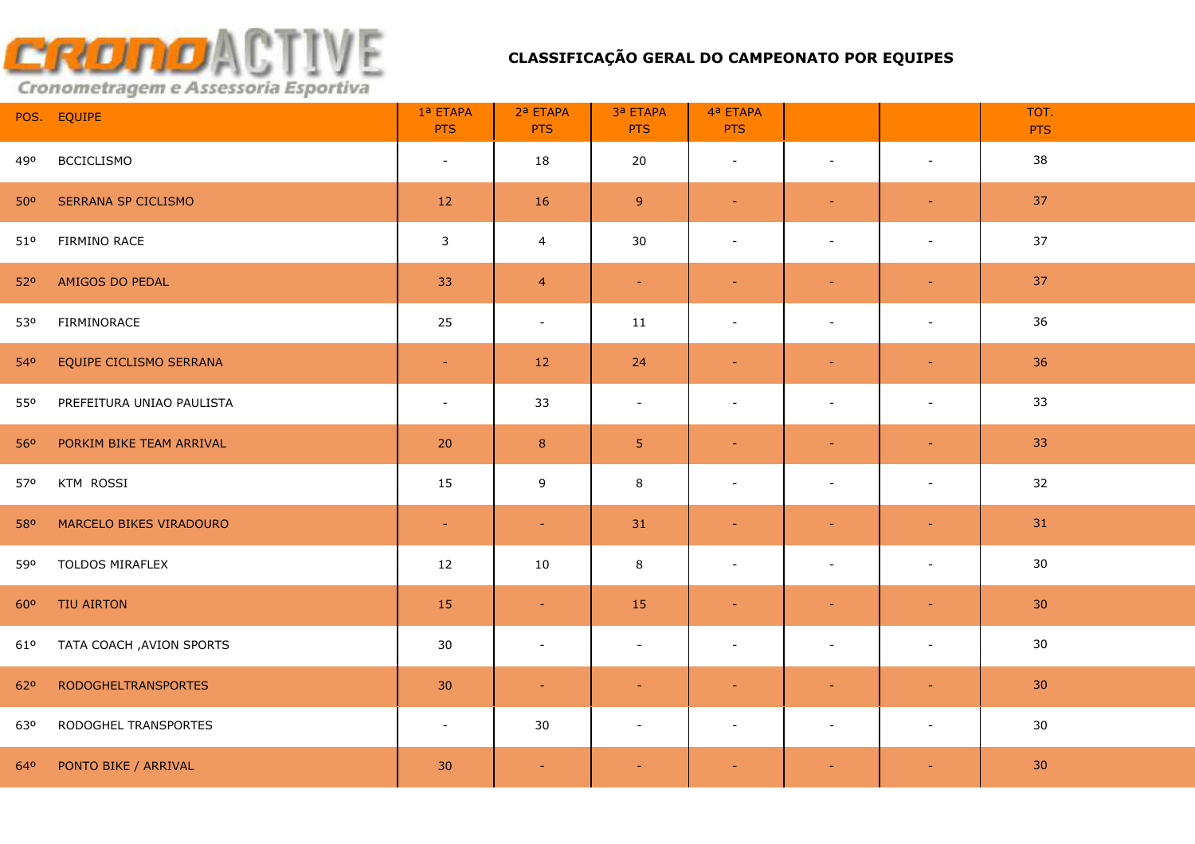CRONOACTIVE
Cronometragem e Assessoria Esportiva

## CLASSIFICAÇÃO GERAL DO CAMPEONATO POR EQUIPES

| POS. | EQUIPE | 1ª ETAPA PTS | 2ª ETAPA PTS | 3ª ETAPA PTS | 4ª ETAPA PTS | | | TOT. PTS |
|---|---|---|---|---|---|---|---|---|
| 49º | BCCICLISMO | - | 18 | 20 | - | - | - | 38 |
| 50º | SERRANA SP CICLISMO | 12 | 16 | 9 | - | - | - | 37 |
| 51º | FIRMINO RACE | 3 | 4 | 30 | - | - | - | 37 |
| 52º | AMIGOS DO PEDAL | 33 | 4 | - | - | - | - | 37 |
| 53º | FIRMINORACE | 25 | - | 11 | - | - | - | 36 |
| 54º | EQUIPE CICLISMO SERRANA | - | 12 | 24 | - | - | - | 36 |
| 55º | PREFEITURA UNIAO PAULISTA | - | 33 | - | - | - | - | 33 |
| 56º | PORKIM BIKE TEAM ARRIVAL | 20 | 8 | 5 | - | - | - | 33 |
| 57º | KTM ROSSI | 15 | 9 | 8 | - | - | - | 32 |
| 58º | MARCELO BIKES VIRADOURO | - | - | 31 | - | - | - | 31 |
| 59º | TOLDOS MIRAFLEX | 12 | 10 | 8 | - | - | - | 30 |
| 60º | TIU AIRTON | 15 | - | 15 | - | - | - | 30 |
| 61º | TATA COACH ,AVION SPORTS | 30 | - | - | - | - | - | 30 |
| 62º | RODOGHELTRANSPORTES | 30 | - | - | - | - | - | 30 |
| 63º | RODOGHEL TRANSPORTES | - | 30 | - | - | - | - | 30 |
| 64º | PONTO BIKE / ARRIVAL | 30 | - | - | - | - | - | 30 |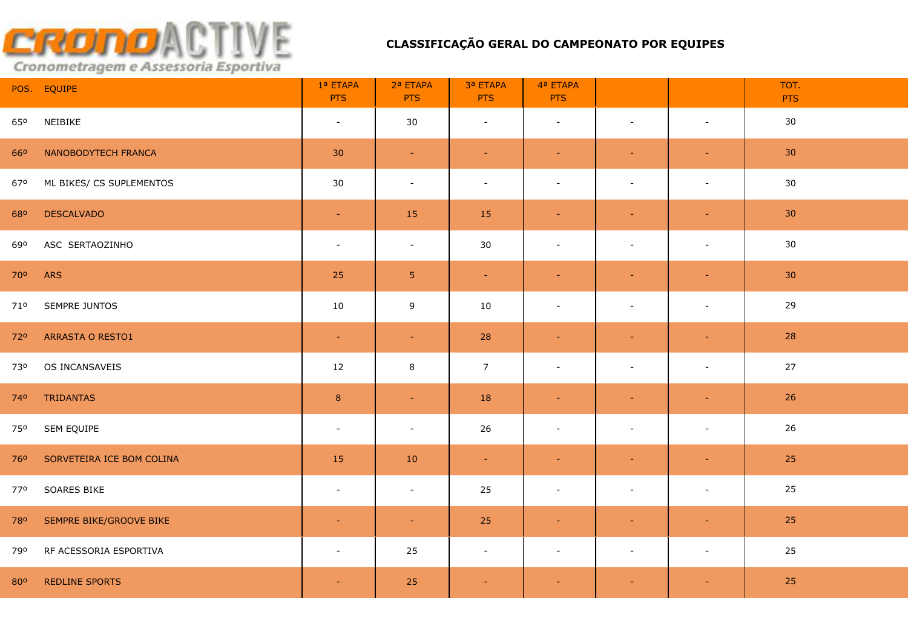# CLASSIFICAÇÃO GERAL DO CAMPEONATO POR EQUIPES

| POS. | EQUIPE | 1ª ETAPA PTS | 2ª ETAPA PTS | 3ª ETAPA PTS | 4ª ETAPA PTS | | | TOT. PTS |
|---|---|---|---|---|---|---|---|---|
| 65º | NEIBIKE | - | 30 | - | - | - | - | 30 |
| 66º | NANOBODYTECH FRANCA | 30 | - | - | - | - | - | 30 |
| 67º | ML BIKES/ CS SUPLEMENTOS | 30 | - | - | - | - | - | 30 |
| 68º | DESCALVADO | - | 15 | 15 | - | - | - | 30 |
| 69º | ASC SERTAOZINHO | - | - | 30 | - | - | - | 30 |
| 70º | ARS | 25 | 5 | - | - | - | - | 30 |
| 71º | SEMPRE JUNTOS | 10 | 9 | 10 | - | - | - | 29 |
| 72º | ARRASTA O RESTO1 | - | - | 28 | - | - | - | 28 |
| 73º | OS INCANSAVEIS | 12 | 8 | 7 | - | - | - | 27 |
| 74º | TRIDANTAS | 8 | - | 18 | - | - | - | 26 |
| 75º | SEM EQUIPE | - | - | 26 | - | - | - | 26 |
| 76º | SORVETEIRA ICE BOM COLINA | 15 | 10 | - | - | - | - | 25 |
| 77º | SOARES BIKE | - | - | 25 | - | - | - | 25 |
| 78º | SEMPRE BIKE/GROOVE BIKE | - | - | 25 | - | - | - | 25 |
| 79º | RF ACESSORIA ESPORTIVA | - | 25 | - | - | - | - | 25 |
| 80º | REDLINE SPORTS | - | 25 | - | - | - | - | 25 |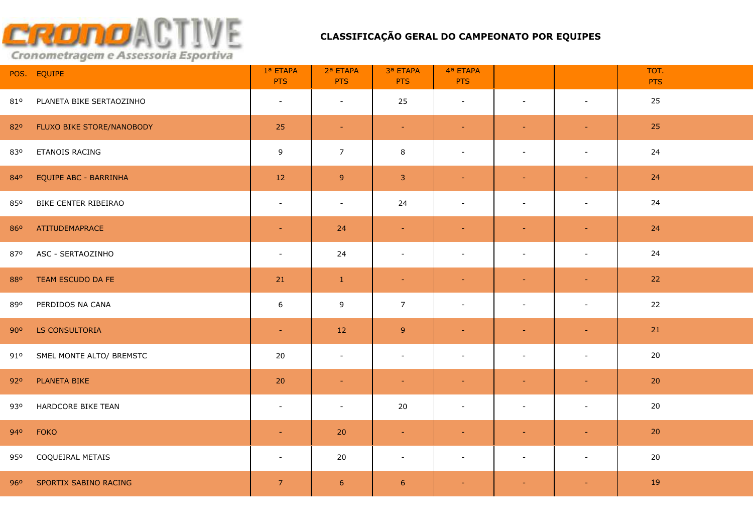CRONOACTIVE
Cronometragem e Assessoria Esportiva

## CLASSIFICAÇÃO GERAL DO CAMPEONATO POR EQUIPES

| POS. | EQUIPE | 1ª ETAPA PTS | 2ª ETAPA PTS | 3ª ETAPA PTS | 4ª ETAPA PTS | | | TOT. PTS |
|---|---|---|---|---|---|---|---|---|
| 81º | PLANETA BIKE SERTAOZINHO | - | - | 25 | - | - | - | 25 |
| 82º | FLUXO BIKE STORE/NANOBODY | 25 | - | - | - | - | - | 25 |
| 83º | ETANOIS RACING | 9 | 7 | 8 | - | - | - | 24 |
| 84º | EQUIPE ABC - BARRINHA | 12 | 9 | 3 | - | - | - | 24 |
| 85º | BIKE CENTER RIBEIRAO | - | - | 24 | - | - | - | 24 |
| 86º | ATITUDEMAPRACE | - | 24 | - | - | - | - | 24 |
| 87º | ASC - SERTAOZINHO | - | 24 | - | - | - | - | 24 |
| 88º | TEAM ESCUDO DA FE | 21 | 1 | - | - | - | - | 22 |
| 89º | PERDIDOS NA CANA | 6 | 9 | 7 | - | - | - | 22 |
| 90º | LS CONSULTORIA | - | 12 | 9 | - | - | - | 21 |
| 91º | SMEL MONTE ALTO/ BREMSTC | 20 | - | - | - | - | - | 20 |
| 92º | PLANETA BIKE | 20 | - | - | - | - | - | 20 |
| 93º | HARDCORE BIKE TEAN | - | - | 20 | - | - | - | 20 |
| 94º | FOKO | - | 20 | - | - | - | - | 20 |
| 95º | COQUEIRAL METAIS | - | 20 | - | - | - | - | 20 |
| 96º | SPORTIX SABINO RACING | 7 | 6 | 6 | - | - | - | 19 |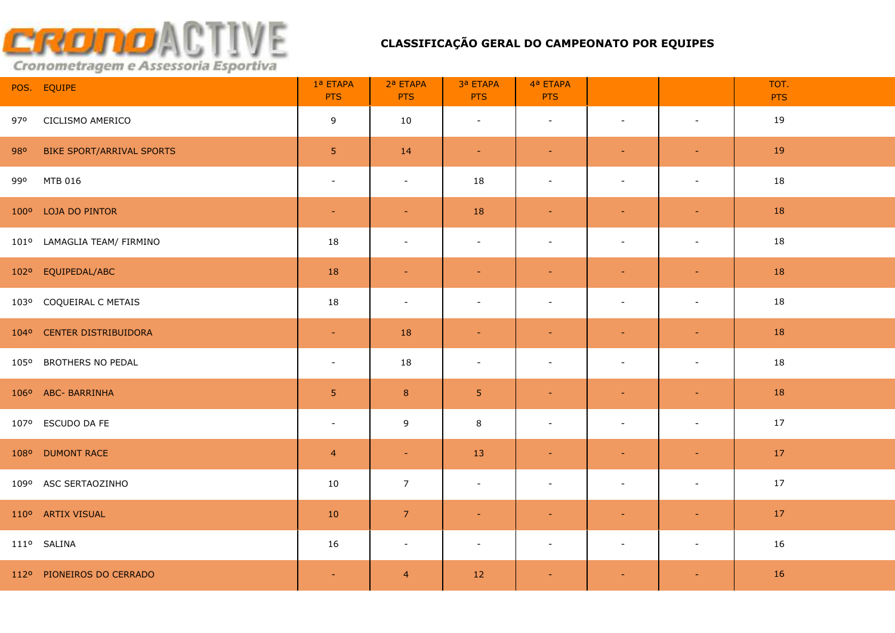CRONOACTIVE
Cronometragem e Assessoria Esportiva

# CLASSIFICAÇÃO GERAL DO CAMPEONATO POR EQUIPES

| POS. | EQUIPE | 1ª ETAPA PTS | 2ª ETAPA PTS | 3ª ETAPA PTS | 4ª ETAPA PTS | | | TOT. PTS |
|---|---|---|---|---|---|---|---|---|
| 97º | CICLISMO AMERICO | 9 | 10 | - | - | - | - | 19 |
| 98º | BIKE SPORT/ARRIVAL SPORTS | 5 | 14 | - | - | - | - | 19 |
| 99º | MTB 016 | - | - | 18 | - | - | - | 18 |
| 100º | LOJA DO PINTOR | - | - | 18 | - | - | - | 18 |
| 101º | LAMAGLIA TEAM/ FIRMINO | 18 | - | - | - | - | - | 18 |
| 102º | EQUIPEDAL/ABC | 18 | - | - | - | - | - | 18 |
| 103º | COQUEIRAL C METAIS | 18 | - | - | - | - | - | 18 |
| 104º | CENTER DISTRIBUIDORA | - | 18 | - | - | - | - | 18 |
| 105º | BROTHERS NO PEDAL | - | 18 | - | - | - | - | 18 |
| 106º | ABC- BARRINHA | 5 | 8 | 5 | - | - | - | 18 |
| 107º | ESCUDO DA FE | - | 9 | 8 | - | - | - | 17 |
| 108º | DUMONT RACE | 4 | - | 13 | - | - | - | 17 |
| 109º | ASC SERTAOZINHO | 10 | 7 | - | - | - | - | 17 |
| 110º | ARTIX VISUAL | 10 | 7 | - | - | - | - | 17 |
| 111º | SALINA | 16 | - | - | - | - | - | 16 |
| 112º | PIONEIROS DO CERRADO | - | 4 | 12 | - | - | - | 16 |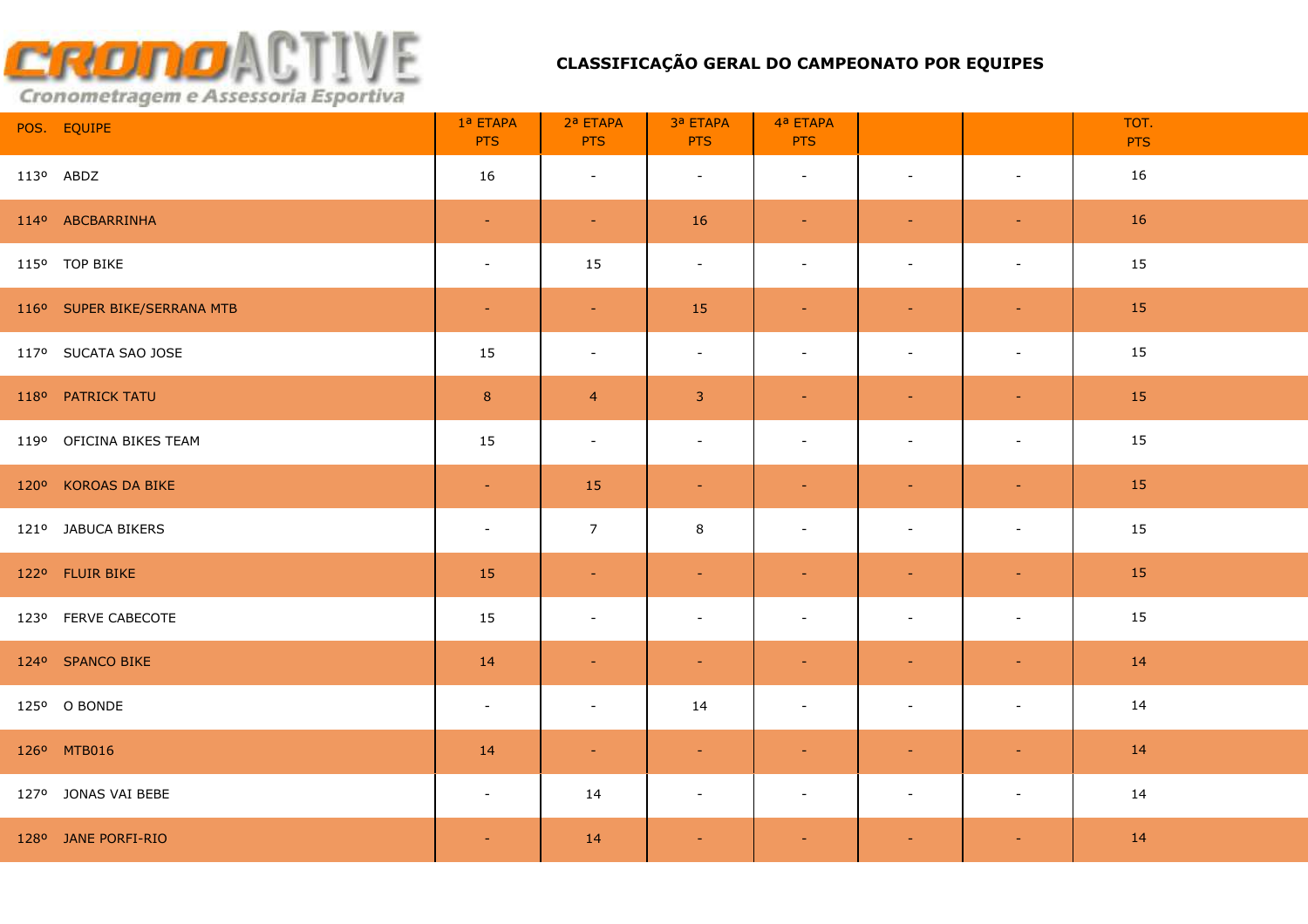# CLASSIFICAÇÃO GERAL DO CAMPEONATO POR EQUIPES

| POS. | EQUIPE | 1ª ETAPA PTS | 2ª ETAPA PTS | 3ª ETAPA PTS | 4ª ETAPA PTS | | | TOT. PTS |
|---|---|---|---|---|---|---|---|---|
| 113º | ABDZ | 16 | - | - | - | - | - | 16 |
| 114º | ABCBARRINHA | - | - | 16 | - | - | - | 16 |
| 115º | TOP BIKE | - | 15 | - | - | - | - | 15 |
| 116º | SUPER BIKE/SERRANA MTB | - | - | 15 | - | - | - | 15 |
| 117º | SUCATA SAO JOSE | 15 | - | - | - | - | - | 15 |
| 118º | PATRICK TATU | 8 | 4 | 3 | - | - | - | 15 |
| 119º | OFICINA BIKES TEAM | 15 | - | - | - | - | - | 15 |
| 120º | KOROAS DA BIKE | - | 15 | - | - | - | - | 15 |
| 121º | JABUCA BIKERS | - | 7 | 8 | - | - | - | 15 |
| 122º | FLUIR BIKE | 15 | - | - | - | - | - | 15 |
| 123º | FERVE CABECOTE | 15 | - | - | - | - | - | 15 |
| 124º | SPANCO BIKE | 14 | - | - | - | - | - | 14 |
| 125º | O BONDE | - | - | 14 | - | - | - | 14 |
| 126º | MTB016 | 14 | - | - | - | - | - | 14 |
| 127º | JONAS VAI BEBE | - | 14 | - | - | - | - | 14 |
| 128º | JANE PORFI-RIO | - | 14 | - | - | - | - | 14 |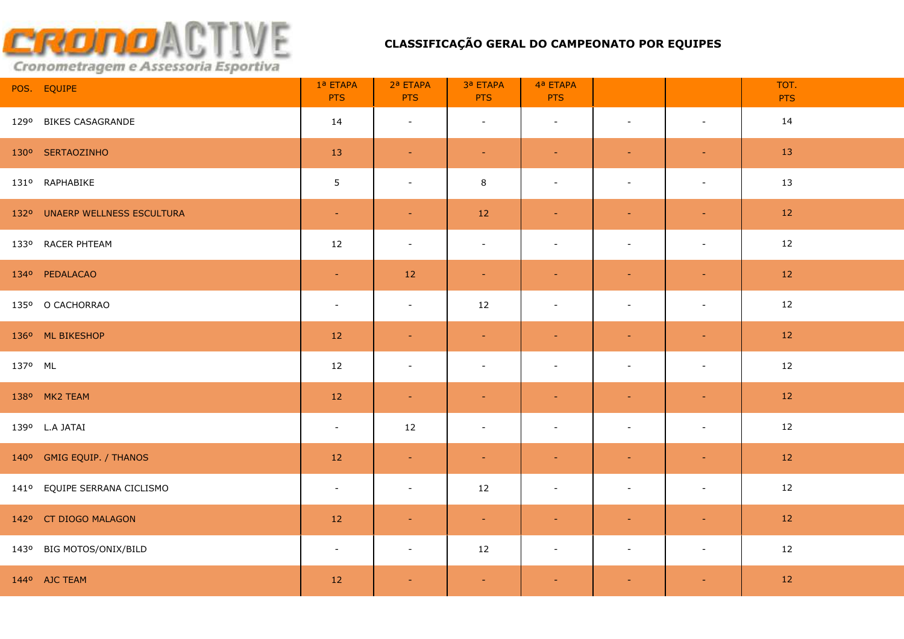CRONOACTIVE

Cronometragem e Assessoria Esportiva

## CLASSIFICAÇÃO GERAL DO CAMPEONATO POR EQUIPES

| POS. | EQUIPE | 1ª ETAPA PTS | 2ª ETAPA PTS | 3ª ETAPA PTS | 4ª ETAPA PTS | | | TOT. PTS |
|---|---|---|---|---|---|---|---|---|
| 129º | BIKES CASAGRANDE | 14 | - | - | - | - | - | 14 |
| 130º | SERTAOZINHO | 13 | - | - | - | - | - | 13 |
| 131º | RAPHABIKE | 5 | - | 8 | - | - | - | 13 |
| 132º | UNAERP WELLNESS ESCULTURA | - | - | 12 | - | - | - | 12 |
| 133º | RACER PHTEAM | 12 | - | - | - | - | - | 12 |
| 134º | PEDALACAO | - | 12 | - | - | - | - | 12 |
| 135º | O CACHORRAO | - | - | 12 | - | - | - | 12 |
| 136º | ML BIKESHOP | 12 | - | - | - | - | - | 12 |
| 137º | ML | 12 | - | - | - | - | - | 12 |
| 138º | MK2 TEAM | 12 | - | - | - | - | - | 12 |
| 139º | L.A JATAI | - | 12 | - | - | - | - | 12 |
| 140º | GMIG EQUIP. / THANOS | 12 | - | - | - | - | - | 12 |
| 141º | EQUIPE SERRANA CICLISMO | - | - | 12 | - | - | - | 12 |
| 142º | CT DIOGO MALAGON | 12 | - | - | - | - | - | 12 |
| 143º | BIG MOTOS/ONIX/BILD | - | - | 12 | - | - | - | 12 |
| 144º | AJC TEAM | 12 | - | - | - | - | - | 12 |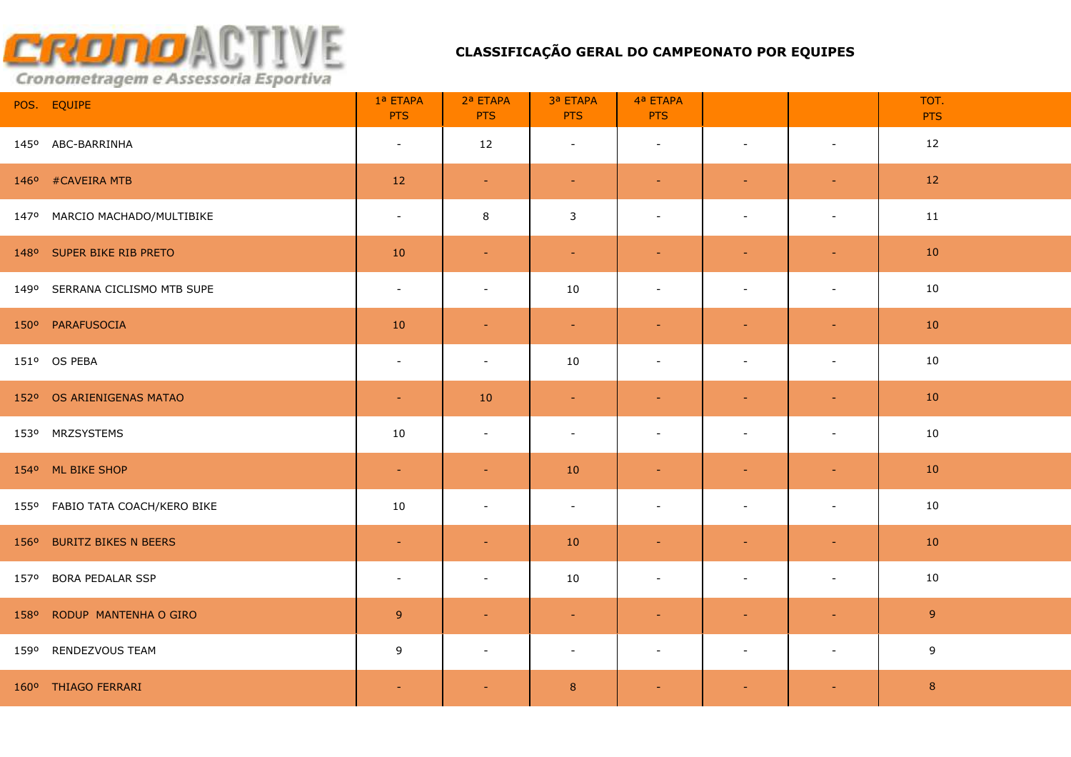# CLASSIFICAÇÃO GERAL DO CAMPEONATO POR EQUIPES

| POS. | EQUIPE | 1ª ETAPA PTS | 2ª ETAPA PTS | 3ª ETAPA PTS | 4ª ETAPA PTS | | | TOT. PTS |
|---|---|---|---|---|---|---|---|---|
| 145º | ABC-BARRINHA | - | 12 | - | - | - | - | 12 |
| 146º | #CAVEIRA MTB | 12 | - | - | - | - | - | 12 |
| 147º | MARCIO MACHADO/MULTIBIKE | - | 8 | 3 | - | - | - | 11 |
| 148º | SUPER BIKE RIB PRETO | 10 | - | - | - | - | - | 10 |
| 149º | SERRANA CICLISMO MTB SUPE | - | - | 10 | - | - | - | 10 |
| 150º | PARAFUSOCIA | 10 | - | - | - | - | - | 10 |
| 151º | OS PEBA | - | - | 10 | - | - | - | 10 |
| 152º | OS ARIENIGENAS MATAO | - | 10 | - | - | - | - | 10 |
| 153º | MRZSYSTEMS | 10 | - | - | - | - | - | 10 |
| 154º | ML BIKE SHOP | - | - | 10 | - | - | - | 10 |
| 155º | FABIO TATA COACH/KERO BIKE | 10 | - | - | - | - | - | 10 |
| 156º | BURITZ BIKES N BEERS | - | - | 10 | - | - | - | 10 |
| 157º | BORA PEDALAR SSP | - | - | 10 | - | - | - | 10 |
| 158º | RODUP MANTENHA O GIRO | 9 | - | - | - | - | - | 9 |
| 159º | RENDEZVOUS TEAM | 9 | - | - | - | - | - | 9 |
| 160º | THIAGO FERRARI | - | - | 8 | - | - | - | 8 |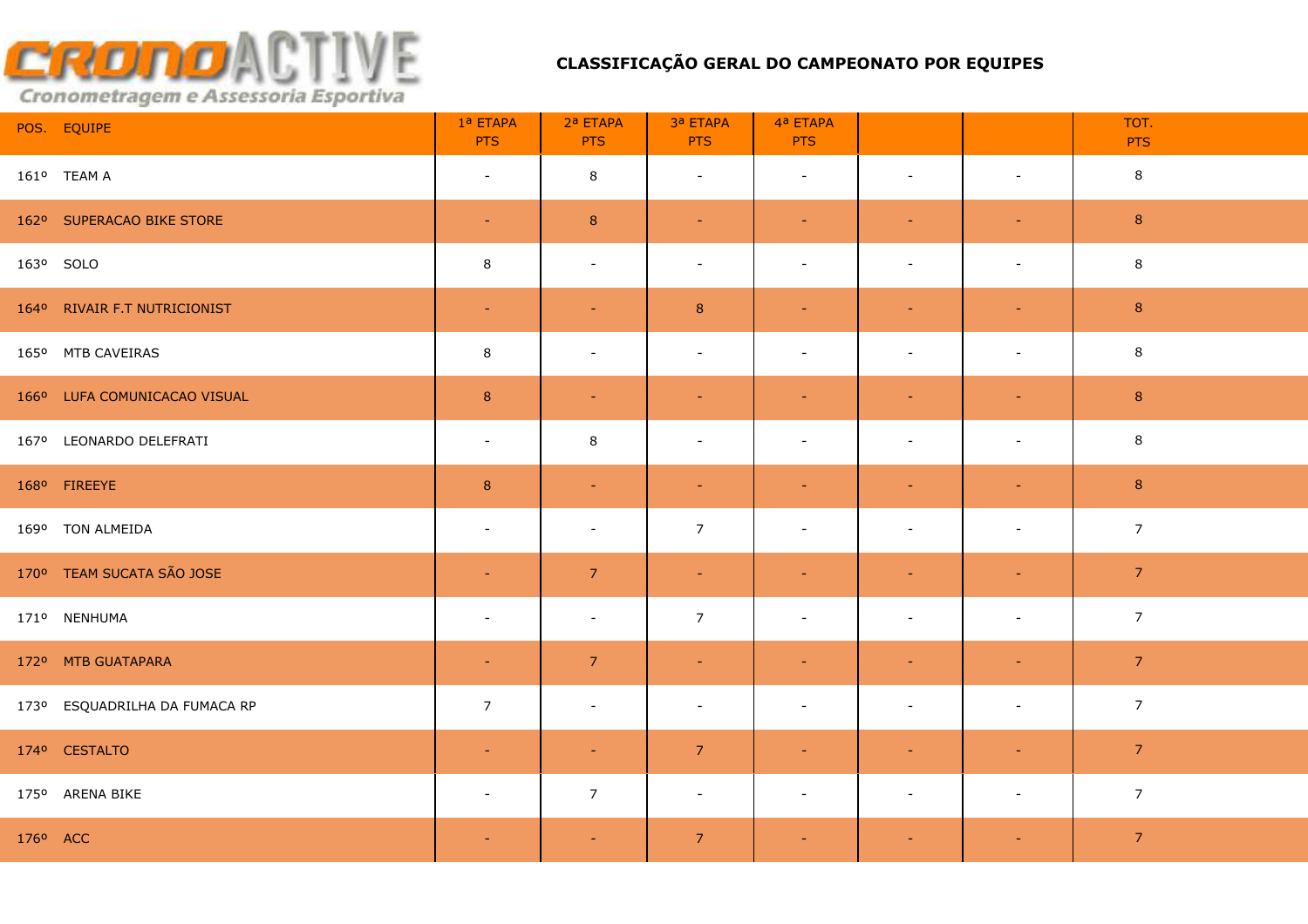CRONOACTIVE
Cronometragem e Assessoria Esportiva

## CLASSIFICAÇÃO GERAL DO CAMPEONATO POR EQUIPES

| POS. | EQUIPE | 1ª ETAPA PTS | 2ª ETAPA PTS | 3ª ETAPA PTS | 4ª ETAPA PTS | | | TOT. PTS |
|---|---|---|---|---|---|---|---|---|
| 161º | TEAM A | - | 8 | - | - | - | - | 8 |
| 162º | SUPERACAO BIKE STORE | - | 8 | - | - | - | - | 8 |
| 163º | SOLO | 8 | - | - | - | - | - | 8 |
| 164º | RIVAIR F.T NUTRICIONIST | - | - | 8 | - | - | - | 8 |
| 165º | MTB CAVEIRAS | 8 | - | - | - | - | - | 8 |
| 166º | LUFA COMUNICACAO VISUAL | 8 | - | - | - | - | - | 8 |
| 167º | LEONARDO DELEFRATI | - | 8 | - | - | - | - | 8 |
| 168º | FIREEYE | 8 | - | - | - | - | - | 8 |
| 169º | TON ALMEIDA | - | - | 7 | - | - | - | 7 |
| 170º | TEAM SUCATA SÃO JOSE | - | 7 | - | - | - | - | 7 |
| 171º | NENHUMA | - | - | 7 | - | - | - | 7 |
| 172º | MTB GUATAPARA | - | 7 | - | - | - | - | 7 |
| 173º | ESQUADRILHA DA FUMACA RP | 7 | - | - | - | - | - | 7 |
| 174º | CESTALTO | - | - | 7 | - | - | - | 7 |
| 175º | ARENA BIKE | - | 7 | - | - | - | - | 7 |
| 176º | ACC | - | - | 7 | - | - | - | 7 |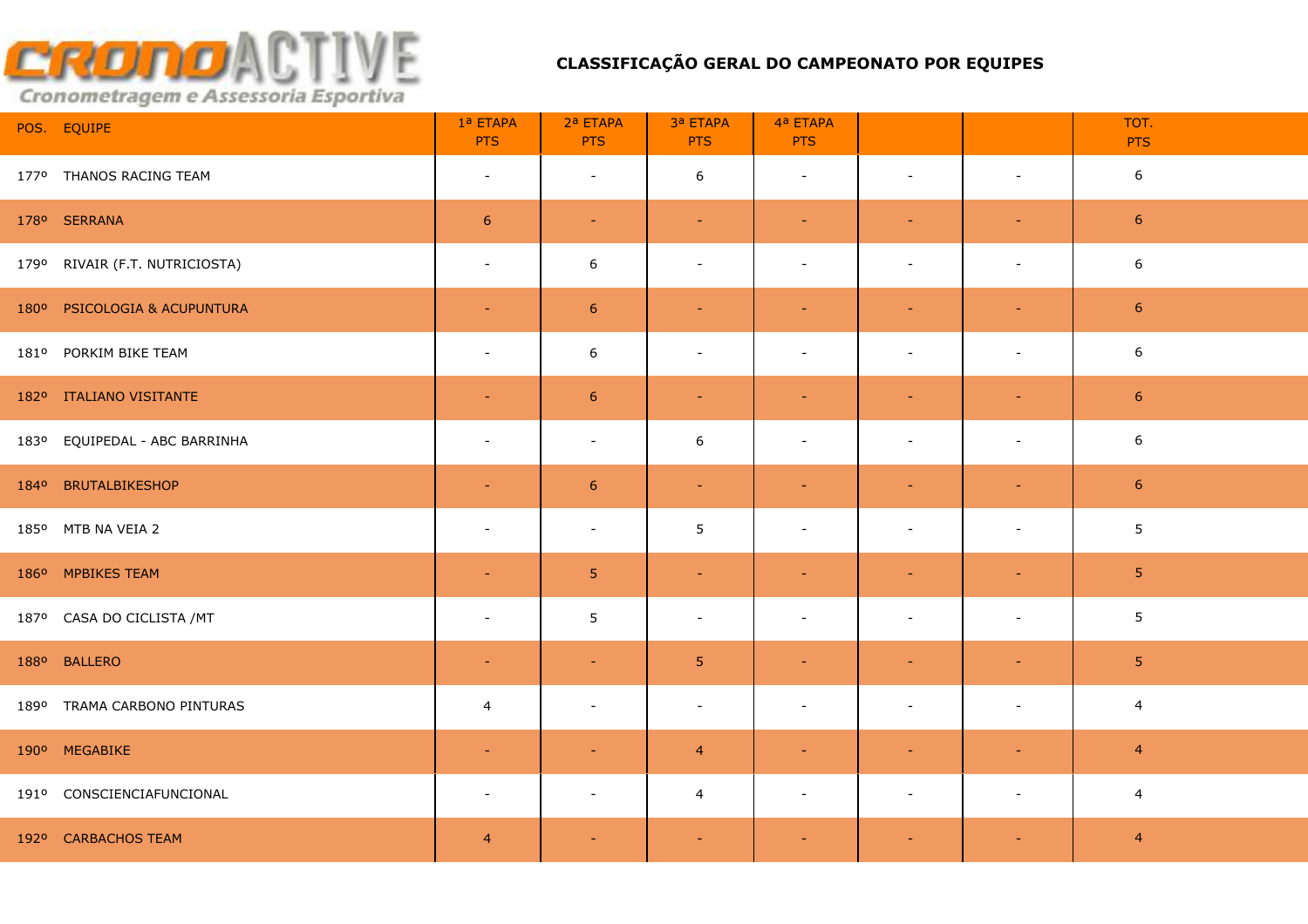# CLASSIFICAÇÃO GERAL DO CAMPEONATO POR EQUIPES

| POS. | EQUIPE | 1ª ETAPA PTS | 2ª ETAPA PTS | 3ª ETAPA PTS | 4ª ETAPA PTS | | | TOT. PTS |
|---|---|---|---|---|---|---|---|---|
| 177º | THANOS RACING TEAM | - | - | 6 | - | - | - | 6 |
| 178º | SERRANA | 6 | - | - | - | - | - | 6 |
| 179º | RIVAIR (F.T. NUTRICIOSTA) | - | 6 | - | - | - | - | 6 |
| 180º | PSICOLOGIA & ACUPUNTURA | - | 6 | - | - | - | - | 6 |
| 181º | PORKIM BIKE TEAM | - | 6 | - | - | - | - | 6 |
| 182º | ITALIANO VISITANTE | - | 6 | - | - | - | - | 6 |
| 183º | EQUIPEDAL - ABC BARRINHA | - | - | 6 | - | - | - | 6 |
| 184º | BRUTALBIKESHOP | - | 6 | - | - | - | - | 6 |
| 185º | MTB NA VEIA 2 | - | - | 5 | - | - | - | 5 |
| 186º | MPBIKES TEAM | - | 5 | - | - | - | - | 5 |
| 187º | CASA DO CICLISTA /MT | - | 5 | - | - | - | - | 5 |
| 188º | BALLERO | - | - | 5 | - | - | - | 5 |
| 189º | TRAMA CARBONO PINTURAS | 4 | - | - | - | - | - | 4 |
| 190º | MEGABIKE | - | - | 4 | - | - | - | 4 |
| 191º | CONSCIENCIAFUNCIONAL | - | - | 4 | - | - | - | 4 |
| 192º | CARBACHOS TEAM | 4 | - | - | - | - | - | 4 |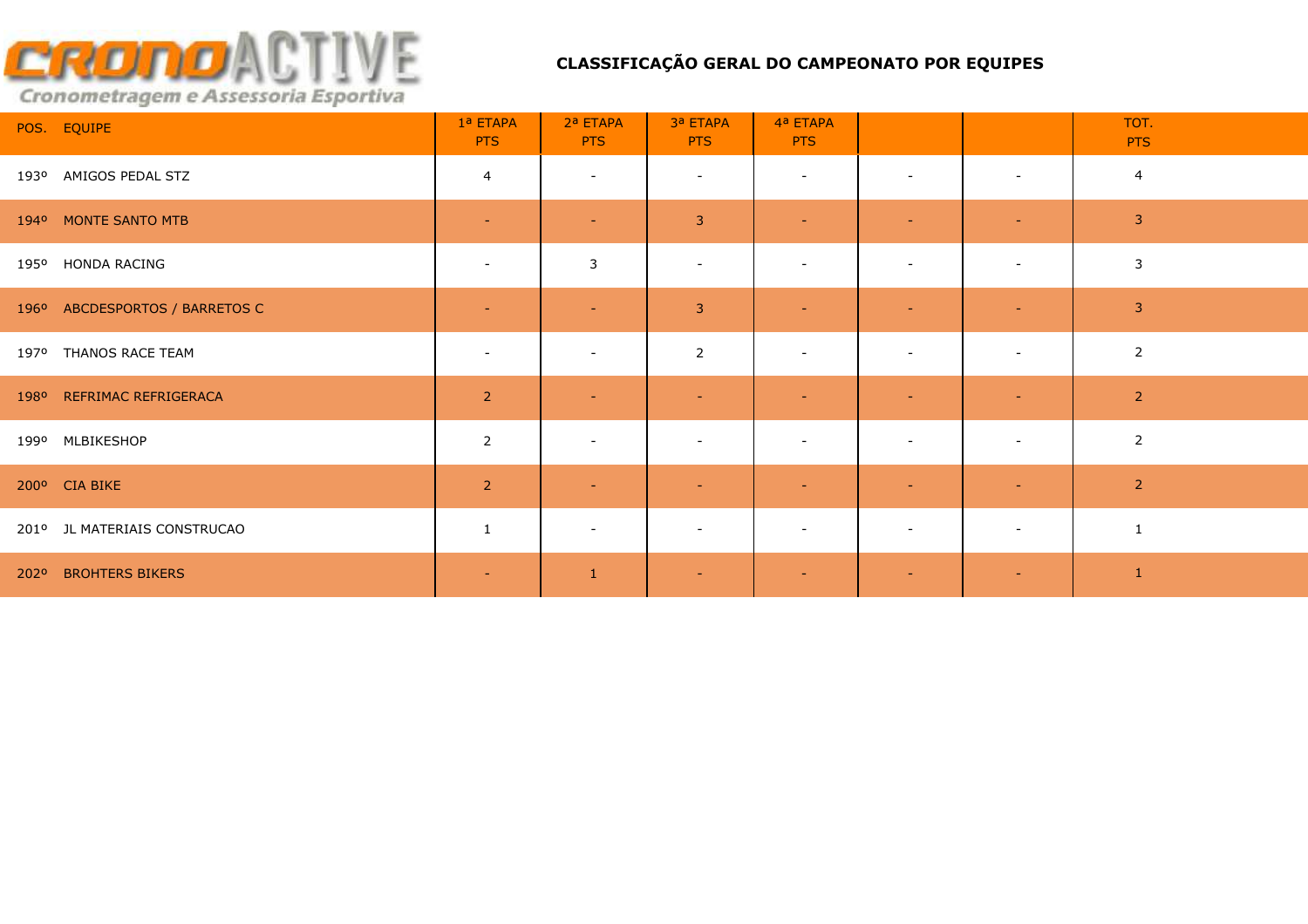# CLASSIFICAÇÃO GERAL DO CAMPEONATO POR EQUIPES

| POS. | EQUIPE | 1ª ETAPA PTS | 2ª ETAPA PTS | 3ª ETAPA PTS | 4ª ETAPA PTS | | | TOT. PTS |
|---|---|---|---|---|---|---|---|---|
| 193º | AMIGOS PEDAL STZ | 4 | - | - | - | - | - | 4 |
| 194º | MONTE SANTO MTB | - | - | 3 | - | - | - | 3 |
| 195º | HONDA RACING | - | 3 | - | - | - | - | 3 |
| 196º | ABCDESPORTOS / BARRETOS C | - | - | 3 | - | - | - | 3 |
| 197º | THANOS RACE TEAM | - | - | 2 | - | - | - | 2 |
| 198º | REFRIMAC REFRIGERACA | 2 | - | - | - | - | - | 2 |
| 199º | MLBIKESHOP | 2 | - | - | - | - | - | 2 |
| 200º | CIA BIKE | 2 | - | - | - | - | - | 2 |
| 201º | JL MATERIAIS CONSTRUCAO | 1 | - | - | - | - | - | 1 |
| 202º | BROHTERS BIKERS | - | 1 | - | - | - | - | 1 |